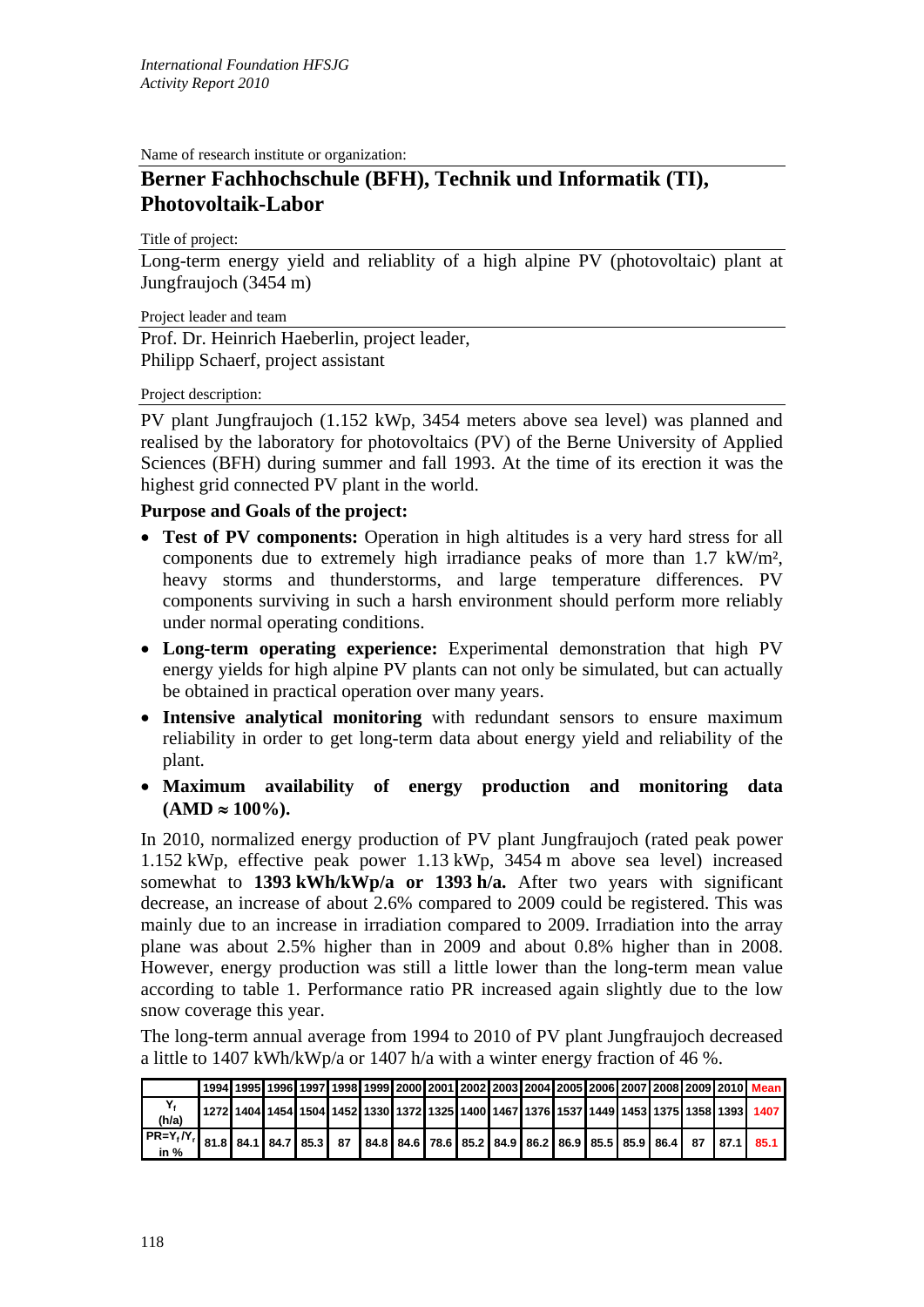*International Foundation HFSJG*
*Activity Report 2010*

Name of research institute or organization:

# Berner Fachhochschule (BFH), Technik und Informatik (TI), Photovoltaik-Labor

Title of project:

Long-term energy yield and reliablity of a high alpine PV (photovoltaic) plant at Jungfraujoch (3454 m)

Project leader and team

Prof. Dr. Heinrich Haeberlin, project leader,
Philipp Schaerf, project assistant

Project description:

PV plant Jungfraujoch (1.152 kWp, 3454 meters above sea level) was planned and realised by the laboratory for photovoltaics (PV) of the Berne University of Applied Sciences (BFH) during summer and fall 1993. At the time of its erection it was the highest grid connected PV plant in the world.

**Purpose and Goals of the project:**

- **Test of PV components:** Operation in high altitudes is a very hard stress for all components due to extremely high irradiance peaks of more than 1.7 kW/m², heavy storms and thunderstorms, and large temperature differences. PV components surviving in such a harsh environment should perform more reliably under normal operating conditions.
- **Long-term operating experience:** Experimental demonstration that high PV energy yields for high alpine PV plants can not only be simulated, but can actually be obtained in practical operation over many years.
- **Intensive analytical monitoring** with redundant sensors to ensure maximum reliability in order to get long-term data about energy yield and reliability of the plant.
- **Maximum availability of energy production and monitoring data (AMD ≈ 100%).**

In 2010, normalized energy production of PV plant Jungfraujoch (rated peak power 1.152 kWp, effective peak power 1.13 kWp, 3454 m above sea level) increased somewhat to **1393 kWh/kWp/a or 1393 h/a.** After two years with significant decrease, an increase of about 2.6% compared to 2009 could be registered. This was mainly due to an increase in irradiation compared to 2009. Irradiation into the array plane was about 2.5% higher than in 2009 and about 0.8% higher than in 2008. However, energy production was still a little lower than the long-term mean value according to table 1. Performance ratio PR increased again slightly due to the low snow coverage this year.

The long-term annual average from 1994 to 2010 of PV plant Jungfraujoch decreased a little to 1407 kWh/kWp/a or 1407 h/a with a winter energy fraction of 46 %.

| | 1994 | 1995 | 1996 | 1997 | 1998 | 1999 | 2000 | 2001 | 2002 | 2003 | 2004 | 2005 | 2006 | 2007 | 2008 | 2009 | 2010 | Mean |
|---|---|---|---|---|---|---|---|---|---|---|---|---|---|---|---|---|---|---|
| $Y_f$ (h/a) | 1272 | 1404 | 1454 | 1504 | 1452 | 1330 | 1372 | 1325 | 1400 | 1467 | 1376 | 1537 | 1449 | 1453 | 1375 | 1358 | 1393 | 1407 |
| $PR=Y_f/Y_r$ in % | 81.8 | 84.1 | 84.7 | 85.3 | 87 | 84.8 | 84.6 | 78.6 | 85.2 | 84.9 | 86.2 | 86.9 | 85.5 | 85.9 | 86.4 | 87 | 87.1 | 85.1 |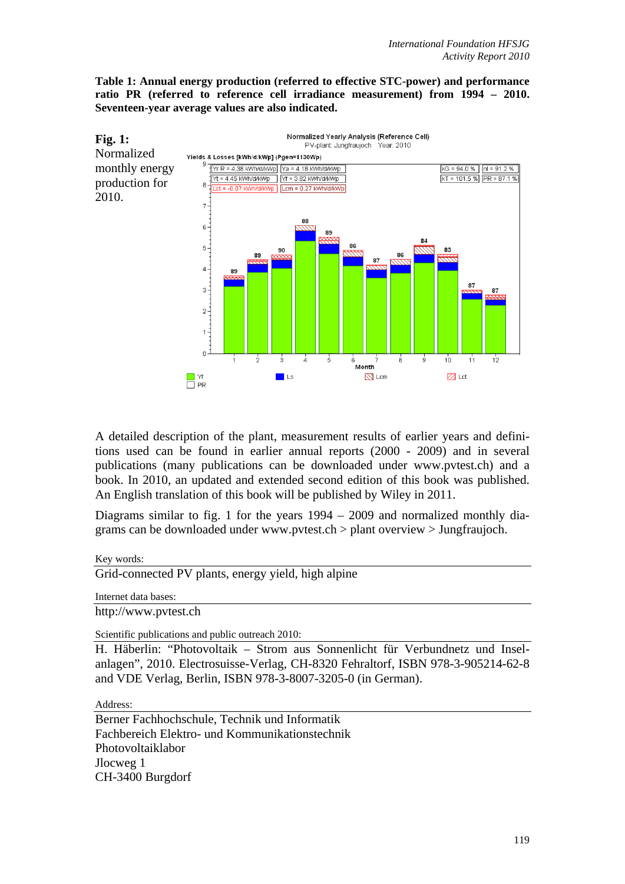**Table 1: Annual energy production (referred to effective STC-power) and performance ratio PR (referred to reference cell irradiance measurement) from 1994 – 2010. Seventeen-year average values are also indicated.**

**Fig. 1:** Normalized monthly energy production for 2010.

A detailed description of the plant, measurement results of earlier years and definitions used can be found in earlier annual reports (2000 - 2009) and in several publications (many publications can be downloaded under www.pvtest.ch) and a book. In 2010, an updated and extended second edition of this book was published. An English translation of this book will be published by Wiley in 2011.

Diagrams similar to fig. 1 for the years 1994 – 2009 and normalized monthly diagrams can be downloaded under www.pvtest.ch > plant overview > Jungfraujoch.

Key words:

Grid-connected PV plants, energy yield, high alpine

Internet data bases:

http://www.pvtest.ch

Scientific publications and public outreach 2010:

H. Häberlin: "Photovoltaik – Strom aus Sonnenlicht für Verbundnetz und Inselanlagen", 2010. Electrosuisse-Verlag, CH-8320 Fehraltorf, ISBN 978-3-905214-62-8 and VDE Verlag, Berlin, ISBN 978-3-8007-3205-0 (in German).

Address:

Berner Fachhochschule, Technik und Informatik
Fachbereich Elektro- und Kommunikationstechnik
Photovoltaiklabor
Jlocweg 1
CH-3400 Burgdorf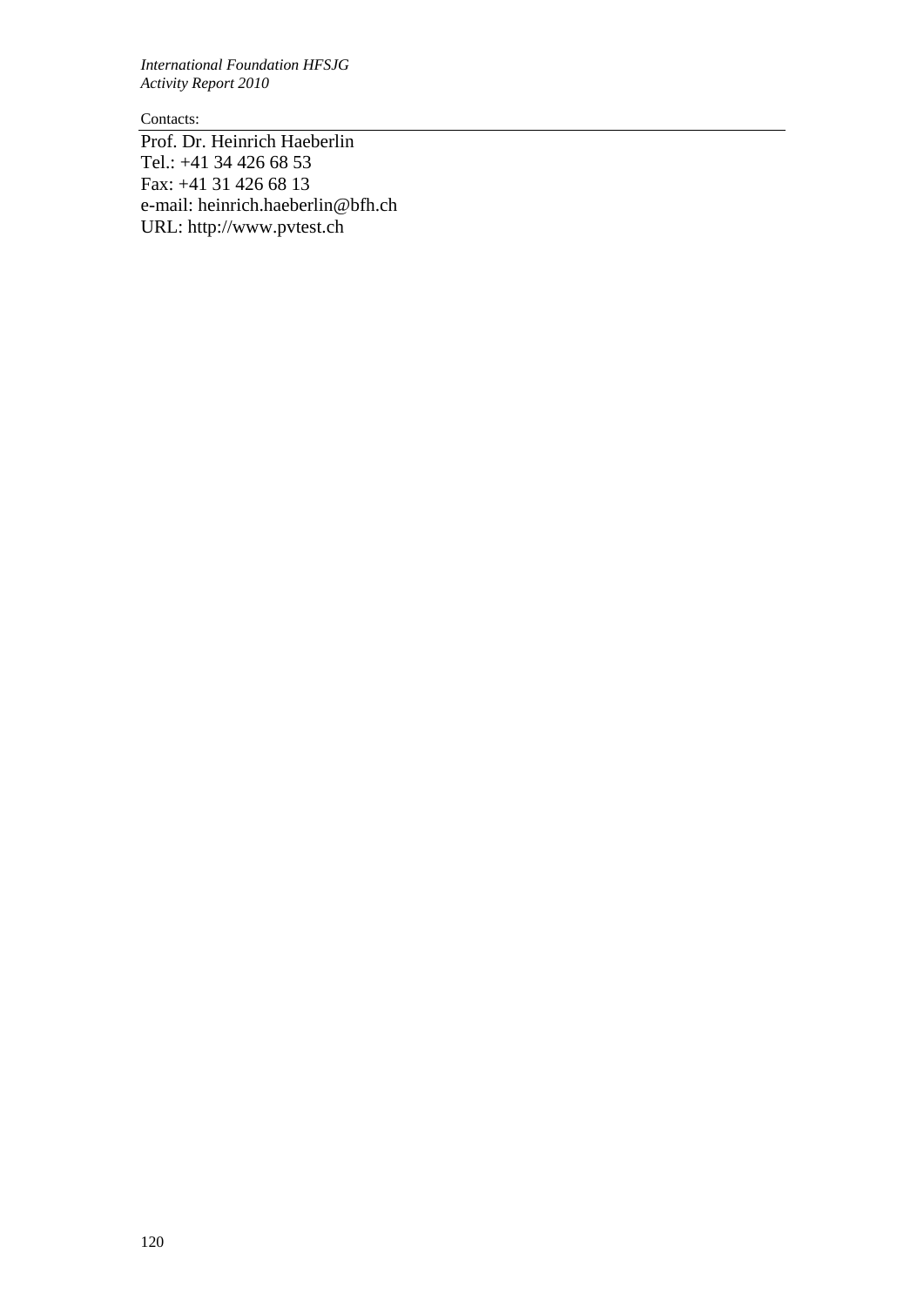Contacts:

Prof. Dr. Heinrich Haeberlin
Tel.: +41 34 426 68 53
Fax: +41 31 426 68 13
e-mail: heinrich.haeberlin@bfh.ch
URL: http://www.pvtest.ch